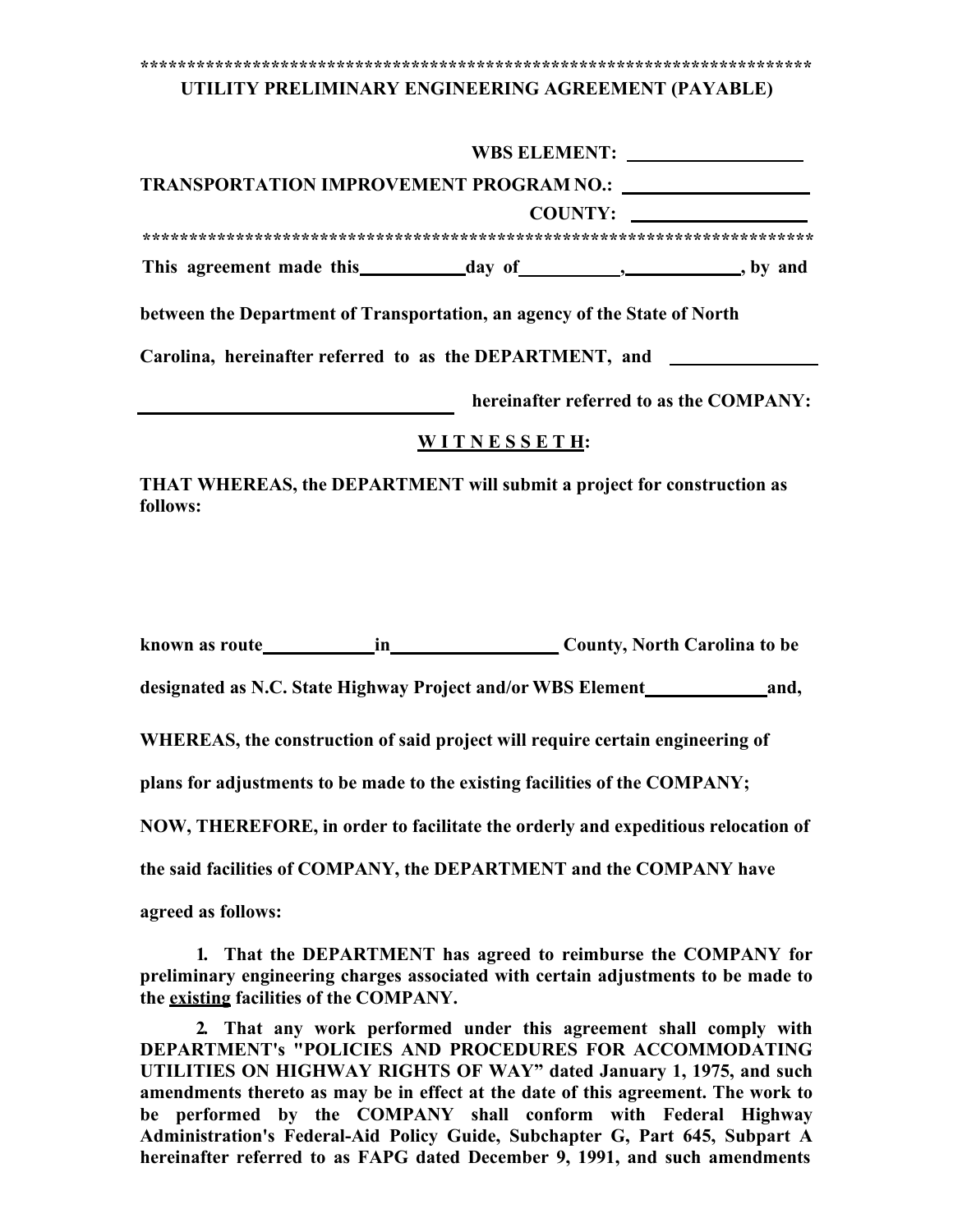***************************************************************************

**UTILITY PRELIMINARY ENGINEERING AGREEMENT (PAYABLE)**

**WBS ELEMENT:** ___________________

**TRANSPORTATION IMPROVEMENT PROGRAM NO.:** ___________________

**COUNTY:** ___________________

***************************************************************************

**This agreement made this ___________ day of ___________, ____________, by and between the Department of Transportation, an agency of the State of North Carolina, hereinafter referred to as the DEPARTMENT, and ________________ ________________________________ hereinafter referred to as the COMPANY:**

**W I T N E S S E T H:**

**THAT WHEREAS, the DEPARTMENT will submit a project for construction as follows:**

**known as route ____________ in __________________ County, North Carolina to be designated as N.C. State Highway Project and/or WBS Element _____________ and,**

**WHEREAS, the construction of said project will require certain engineering of plans for adjustments to be made to the existing facilities of the COMPANY;**

**NOW, THEREFORE, in order to facilitate the orderly and expeditious relocation of the said facilities of COMPANY, the DEPARTMENT and the COMPANY have agreed as follows:**

**1. That the DEPARTMENT has agreed to reimburse the COMPANY for preliminary engineering charges associated with certain adjustments to be made to the <u>existing</u> facilities of the COMPANY.**

**2. That any work performed under this agreement shall comply with DEPARTMENT's "POLICIES AND PROCEDURES FOR ACCOMMODATING UTILITIES ON HIGHWAY RIGHTS OF WAY" dated January 1, 1975, and such amendments thereto as may be in effect at the date of this agreement. The work to be performed by the COMPANY shall conform with Federal Highway Administration's Federal-Aid Policy Guide, Subchapter G, Part 645, Subpart A hereinafter referred to as FAPG dated December 9, 1991, and such amendments**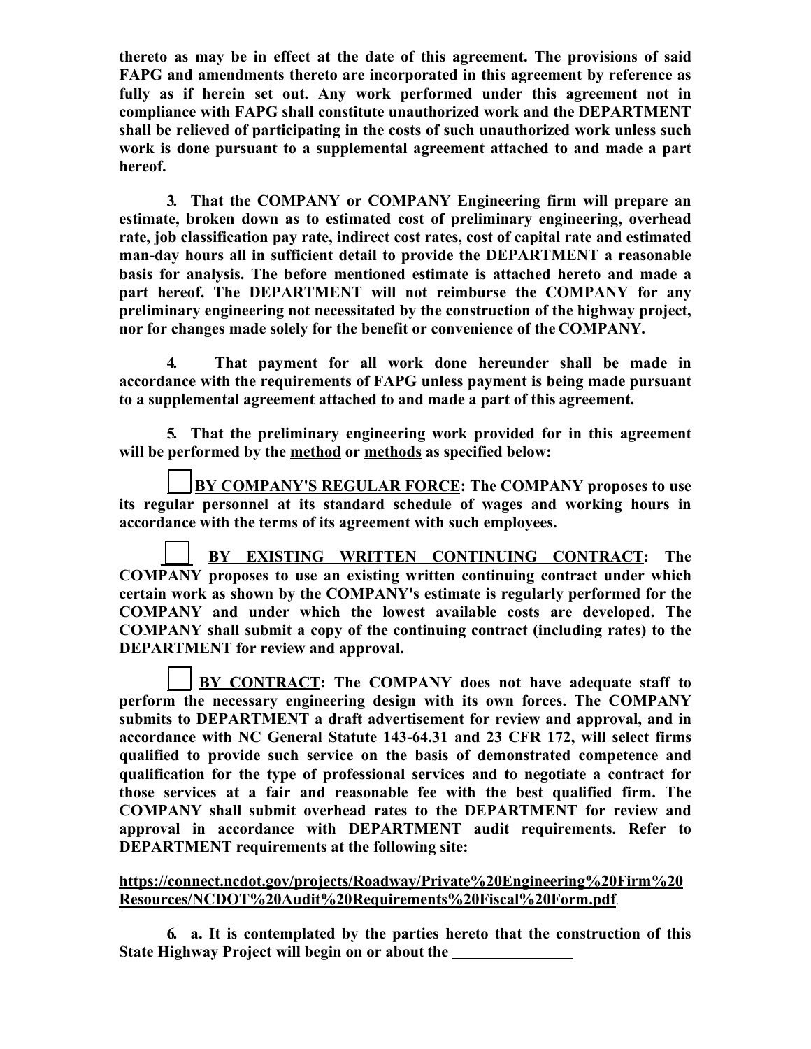**thereto as may be in effect at the date of this agreement. The provisions of said FAPG and amendments thereto are incorporated in this agreement by reference as fully as if herein set out. Any work performed under this agreement not in compliance with FAPG shall constitute unauthorized work and the DEPARTMENT shall be relieved of participating in the costs of such unauthorized work unless such work is done pursuant to a supplemental agreement attached to and made a part hereof.**

**3. That the COMPANY or COMPANY Engineering firm will prepare an estimate, broken down as to estimated cost of preliminary engineering, overhead rate, job classification pay rate, indirect cost rates, cost of capital rate and estimated man-day hours all in sufficient detail to provide the DEPARTMENT a reasonable basis for analysis. The before mentioned estimate is attached hereto and made a part hereof. The DEPARTMENT will not reimburse the COMPANY for any preliminary engineering not necessitated by the construction of the highway project, nor for changes made solely for the benefit or convenience of the COMPANY.**

**4. That payment for all work done hereunder shall be made in accordance with the requirements of FAPG unless payment is being made pursuant to a supplemental agreement attached to and made a part of this agreement.**

**5. That the preliminary engineering work provided for in this agreement will be performed by the <u>method</u> or <u>methods</u> as specified below:**

☐ **<u>BY COMPANY'S REGULAR FORCE</u>: The COMPANY proposes to use its regular personnel at its standard schedule of wages and working hours in accordance with the terms of its agreement with such employees.**

☐ **<u>BY EXISTING WRITTEN CONTINUING CONTRACT</u>: The COMPANY proposes to use an existing written continuing contract under which certain work as shown by the COMPANY's estimate is regularly performed for the COMPANY and under which the lowest available costs are developed. The COMPANY shall submit a copy of the continuing contract (including rates) to the DEPARTMENT for review and approval.**

☐ **<u>BY CONTRACT</u>: The COMPANY does not have adequate staff to perform the necessary engineering design with its own forces. The COMPANY submits to DEPARTMENT a draft advertisement for review and approval, and in accordance with NC General Statute 143-64.31 and 23 CFR 172, will select firms qualified to provide such service on the basis of demonstrated competence and qualification for the type of professional services and to negotiate a contract for those services at a fair and reasonable fee with the best qualified firm. The COMPANY shall submit overhead rates to the DEPARTMENT for review and approval in accordance with DEPARTMENT audit requirements. Refer to DEPARTMENT requirements at the following site:**

**<u>https://connect.ncdot.gov/projects/Roadway/Private%20Engineering%20Firm%20Resources/NCDOT%20Audit%20Requirements%20Fiscal%20Form.pdf</u>**.

**6. a. It is contemplated by the parties hereto that the construction of this State Highway Project will begin on or about the \_\_\_\_\_\_\_\_\_\_\_\_\_\_\_\_**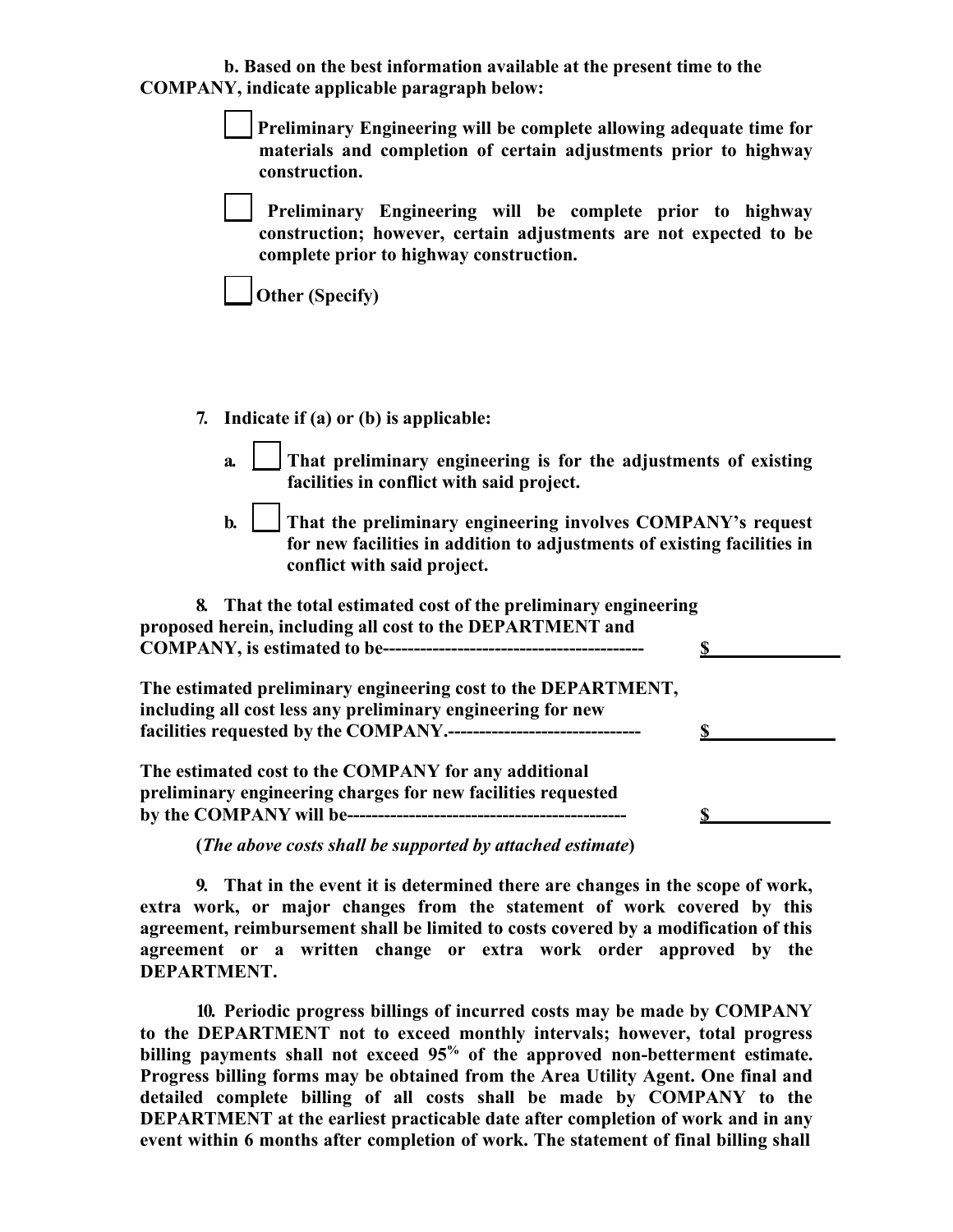**b. Based on the best information available at the present time to the COMPANY, indicate applicable paragraph below:**

☐ **Preliminary Engineering will be complete allowing adequate time for materials and completion of certain adjustments prior to highway construction.**

☐ **Preliminary Engineering will be complete prior to highway construction; however, certain adjustments are not expected to be complete prior to highway construction.**

☐ **Other (Specify)**

**7. Indicate if (a) or (b) is applicable:**

**a.** ☐ **That preliminary engineering is for the adjustments of existing facilities in conflict with said project.**

**b.** ☐ **That the preliminary engineering involves COMPANY's request for new facilities in addition to adjustments of existing facilities in conflict with said project.**

**8. That the total estimated cost of the preliminary engineering proposed herein, including all cost to the DEPARTMENT and COMPANY, is estimated to be------------------------------------------ $\_\_\_\_\_\_\_\_\_\_\_\_\_\_**

**The estimated preliminary engineering cost to the DEPARTMENT, including all cost less any preliminary engineering for new facilities requested by the COMPANY.------------------------------- $\_\_\_\_\_\_\_\_\_\_\_\_\_\_**

**The estimated cost to the COMPANY for any additional preliminary engineering charges for new facilities requested by the COMPANY will be-------------------------------------------- $\_\_\_\_\_\_\_\_\_\_\_\_\_\_**

**(*The above costs shall be supported by attached estimate*)**

**9. That in the event it is determined there are changes in the scope of work, extra work, or major changes from the statement of work covered by this agreement, reimbursement shall be limited to costs covered by a modification of this agreement or a written change or extra work order approved by the DEPARTMENT.**

**10. Periodic progress billings of incurred costs may be made by COMPANY to the DEPARTMENT not to exceed monthly intervals; however, total progress billing payments shall not exceed 95% of the approved non-betterment estimate. Progress billing forms may be obtained from the Area Utility Agent. One final and detailed complete billing of all costs shall be made by COMPANY to the DEPARTMENT at the earliest practicable date after completion of work and in any event within 6 months after completion of work. The statement of final billing shall**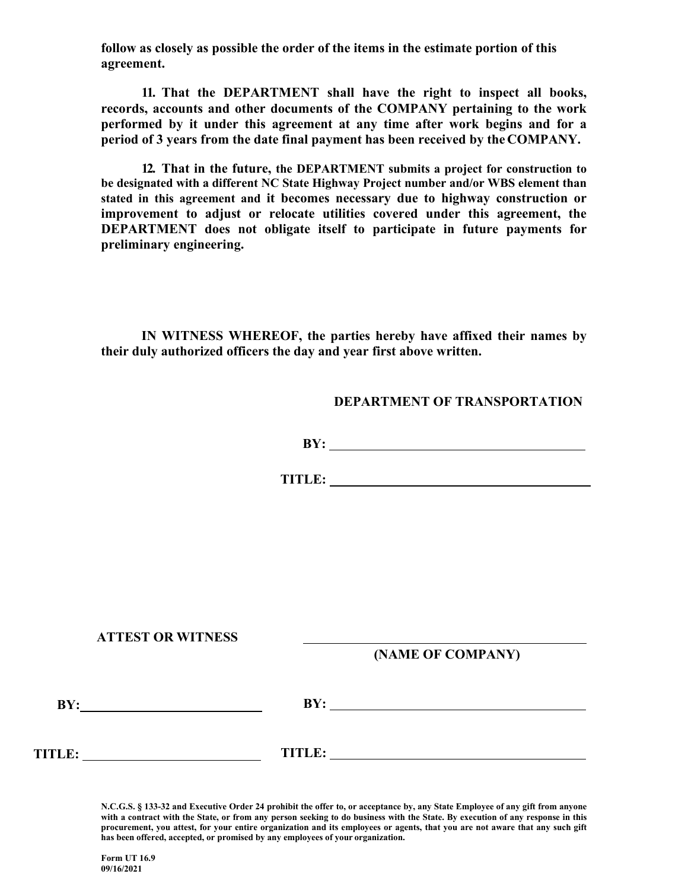**follow as closely as possible the order of the items in the estimate portion of this agreement.**

**11. That the DEPARTMENT shall have the right to inspect all books, records, accounts and other documents of the COMPANY pertaining to the work performed by it under this agreement at any time after work begins and for a period of 3 years from the date final payment has been received by the COMPANY.**

**12. That in the future, the DEPARTMENT submits a project for construction to be designated with a different NC State Highway Project number and/or WBS element than stated in this agreement and it becomes necessary due to highway construction or improvement to adjust or relocate utilities covered under this agreement, the DEPARTMENT does not obligate itself to participate in future payments for preliminary engineering.**

**IN WITNESS WHEREOF, the parties hereby have affixed their names by their duly authorized officers the day and year first above written.**

**DEPARTMENT OF TRANSPORTATION**

**BY:** ______________________________

**TITLE:** ______________________________

**ATTEST OR WITNESS**

______________________________
**(NAME OF COMPANY)**

**BY:** ______________________ **BY:** ______________________________

**TITLE:** ______________________ **TITLE:** ______________________________

**N.C.G.S. § 133-32 and Executive Order 24 prohibit the offer to, or acceptance by, any State Employee of any gift from anyone with a contract with the State, or from any person seeking to do business with the State. By execution of any response in this procurement, you attest, for your entire organization and its employees or agents, that you are not aware that any such gift has been offered, accepted, or promised by any employees of your organization.**

**Form UT 16.9**
**09/16/2021**